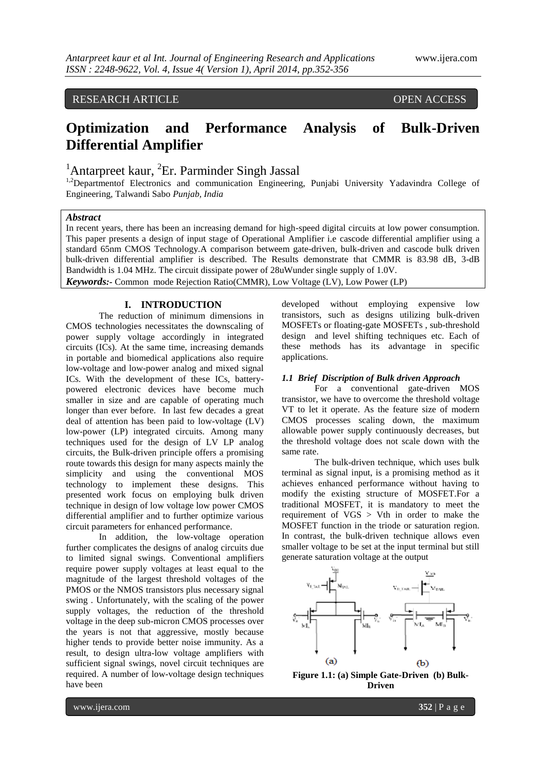RESEARCH ARTICLE OPEN ACCESS

# Optimization and Performance Analysis of Bulk-Driven Differential Amplifier

[1]Antarpreet kaur, [2]Er. Parminder Singh Jassal

[1,2]Departmentof Electronics and communication Engineering, Punjabi University Yadavindra College of Engineering, Talwandi Sabo *Punjab, India*

***Abstract***

In recent years, there has been an increasing demand for high-speed digital circuits at low power consumption. This paper presents a design of input stage of Operational Amplifier i.e cascode differential amplifier using a standard 65nm CMOS Technology.A comparison betweem gate-driven, bulk-driven and cascode bulk driven bulk-driven differential amplifier is described. The Results demonstrate that CMMR is 83.98 dB, 3-dB Bandwidth is 1.04 MHz. The circuit dissipate power of 28uWunder single supply of 1.0V.

***Keywords:-*** Common mode Rejection Ratio(CMMR), Low Voltage (LV), Low Power (LP)

## I. INTRODUCTION

The reduction of minimum dimensions in CMOS technologies necessitates the downscaling of power supply voltage accordingly in integrated circuits (ICs). At the same time, increasing demands in portable and biomedical applications also require low-voltage and low-power analog and mixed signal ICs. With the development of these ICs, battery-powered electronic devices have become much smaller in size and are capable of operating much longer than ever before. In last few decades a great deal of attention has been paid to low-voltage (LV) low-power (LP) integrated circuits. Among many techniques used for the design of LV LP analog circuits, the Bulk-driven principle offers a promising route towards this design for many aspects mainly the simplicity and using the conventional MOS technology to implement these designs. This presented work focus on employing bulk driven technique in design of low voltage low power CMOS differential amplifier and to further optimize various circuit parameters for enhanced performance.

In addition, the low-voltage operation further complicates the designs of analog circuits due to limited signal swings. Conventional amplifiers require power supply voltages at least equal to the magnitude of the largest threshold voltages of the PMOS or the NMOS transistors plus necessary signal swing . Unfortunately, with the scaling of the power supply voltages, the reduction of the threshold voltage in the deep sub-micron CMOS processes over the years is not that aggressive, mostly because higher tends to provide better noise immunity. As a result, to design ultra-low voltage amplifiers with sufficient signal swings, novel circuit techniques are required. A number of low-voltage design techniques have been developed without employing expensive low transistors, such as designs utilizing bulk-driven MOSFETs or floating-gate MOSFETs , sub-threshold design and level shifting techniques etc. Each of these methods has its advantage in specific applications.

### *1.1 Brief Discription of Bulk driven Approach*

For a conventional gate-driven MOS transistor, we have to overcome the threshold voltage VT to let it operate. As the feature size of modern CMOS processes scaling down, the maximum allowable power supply continuously decreases, but the threshold voltage does not scale down with the same rate.

The bulk-driven technique, which uses bulk terminal as signal input, is a promising method as it achieves enhanced performance without having to modify the existing structure of MOSFET.For a traditional MOSFET, it is mandatory to meet the requirement of VGS > Vth in order to make the MOSFET function in the triode or saturation region. In contrast, the bulk-driven technique allows even smaller voltage to be set at the input terminal but still generate saturation voltage at the output

**Figure 1.1: (a) Simple Gate-Driven (b) Bulk-Driven**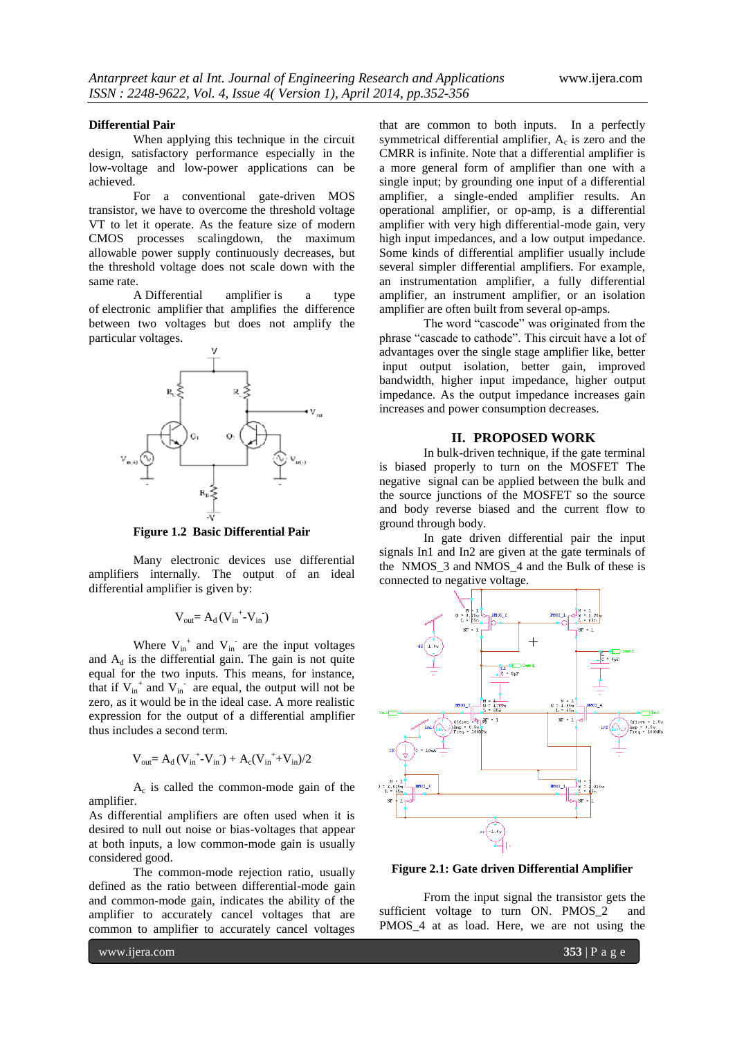**Differential Pair**

When applying this technique in the circuit design, satisfactory performance especially in the low-voltage and low-power applications can be achieved.

For a conventional gate-driven MOS transistor, we have to overcome the threshold voltage VT to let it operate. As the feature size of modern CMOS processes scalingdown, the maximum allowable power supply continuously decreases, but the threshold voltage does not scale down with the same rate.

A Differential amplifier is a type of electronic amplifier that amplifies the difference between two voltages but does not amplify the particular voltages.

**Figure 1.2 Basic Differential Pair**

Many electronic devices use differential amplifiers internally. The output of an ideal differential amplifier is given by:

$$V_{out} = A_d\,(V_{in}^{+} - V_{in}^{-})$$

Where $V_{in}^{+}$ and $V_{in}^{-}$ are the input voltages and $A_d$ is the differential gain. The gain is not quite equal for the two inputs. This means, for instance, that if $V_{in}^{+}$ and $V_{in}^{-}$ are equal, the output will not be zero, as it would be in the ideal case. A more realistic expression for the output of a differential amplifier thus includes a second term.

$$V_{out} = A_d\,(V_{in}^{+} - V_{in}^{-}) + A_c(V_{in}^{+} + V_{in})/2$$

$A_c$ is called the common-mode gain of the amplifier.

As differential amplifiers are often used when it is desired to null out noise or bias-voltages that appear at both inputs, a low common-mode gain is usually considered good.

The common-mode rejection ratio, usually defined as the ratio between differential-mode gain and common-mode gain, indicates the ability of the amplifier to accurately cancel voltages that are common to amplifier to accurately cancel voltages that are common to both inputs. In a perfectly symmetrical differential amplifier, $A_c$ is zero and the CMRR is infinite. Note that a differential amplifier is a more general form of amplifier than one with a single input; by grounding one input of a differential amplifier, a single-ended amplifier results. An operational amplifier, or op-amp, is a differential amplifier with very high differential-mode gain, very high input impedances, and a low output impedance. Some kinds of differential amplifier usually include several simpler differential amplifiers. For example, an instrumentation amplifier, a fully differential amplifier, an instrument amplifier, or an isolation amplifier are often built from several op-amps.

The word "cascode" was originated from the phrase "cascade to cathode". This circuit have a lot of advantages over the single stage amplifier like, better input output isolation, better gain, improved bandwidth, higher input impedance, higher output impedance. As the output impedance increases gain increases and power consumption decreases.

## II. PROPOSED WORK

In bulk-driven technique, if the gate terminal is biased properly to turn on the MOSFET The negative signal can be applied between the bulk and the source junctions of the MOSFET so the source and body reverse biased and the current flow to ground through body.

In gate driven differential pair the input signals In1 and In2 are given at the gate terminals of the NMOS_3 and NMOS_4 and the Bulk of these is connected to negative voltage.

**Figure 2.1: Gate driven Differential Amplifier**

From the input signal the transistor gets the sufficient voltage to turn ON. PMOS_2 and PMOS_4 at as load. Here, we are not using the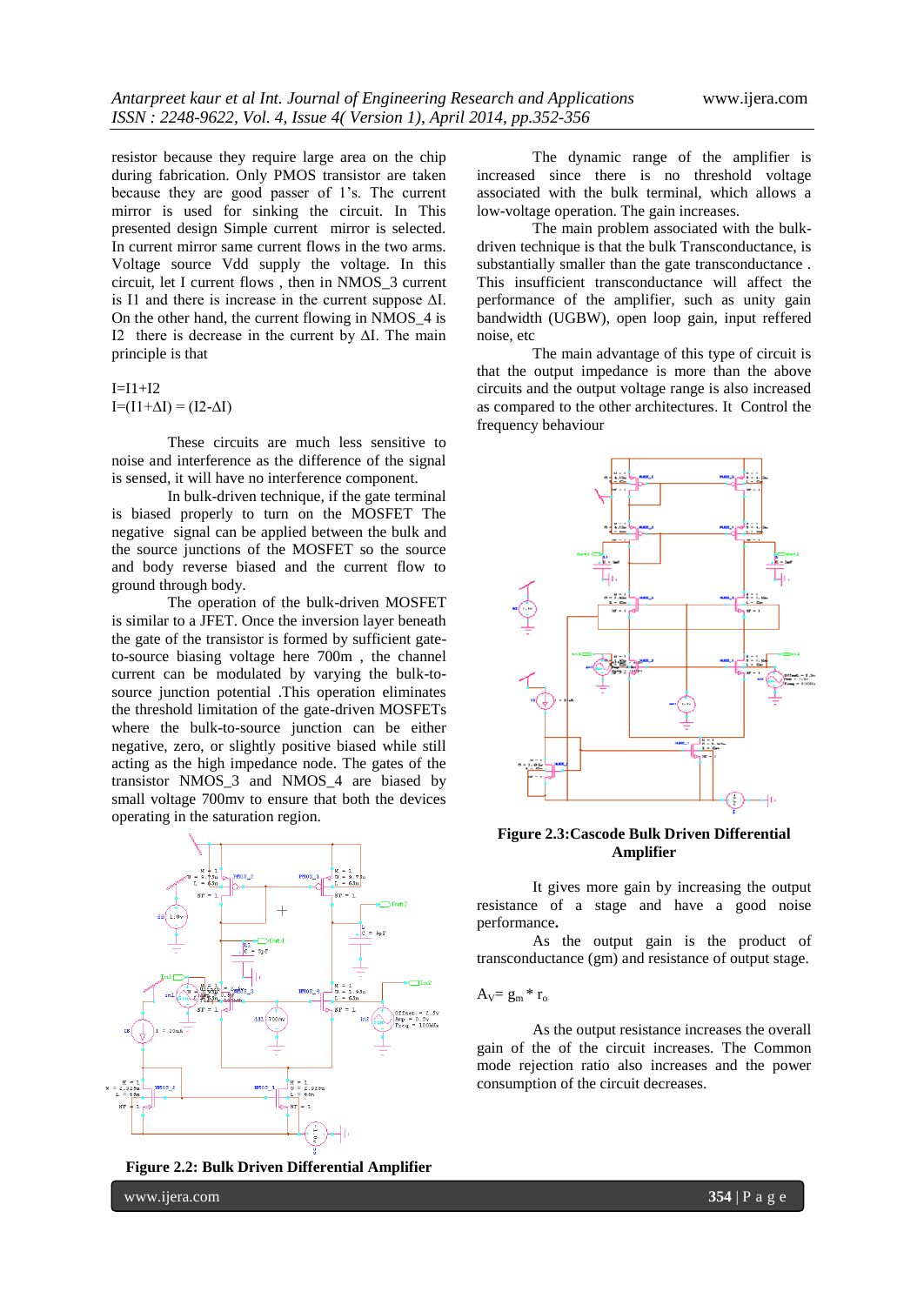resistor because they require large area on the chip during fabrication. Only PMOS transistor are taken because they are good passer of 1's. The current mirror is used for sinking the circuit. In This presented design Simple current mirror is selected. In current mirror same current flows in the two arms. Voltage source Vdd supply the voltage. In this circuit, let I current flows , then in NMOS_3 current is I1 and there is increase in the current suppose ΔI. On the other hand, the current flowing in NMOS_4 is I2 there is decrease in the current by ΔI. The main principle is that

$I=I1+I2$

$I=(I1+\Delta I) = (I2-\Delta I)$

These circuits are much less sensitive to noise and interference as the difference of the signal is sensed, it will have no interference component.

In bulk-driven technique, if the gate terminal is biased properly to turn on the MOSFET The negative signal can be applied between the bulk and the source junctions of the MOSFET so the source and body reverse biased and the current flow to ground through body.

The operation of the bulk-driven MOSFET is similar to a JFET. Once the inversion layer beneath the gate of the transistor is formed by sufficient gate-to-source biasing voltage here 700m , the channel current can be modulated by varying the bulk-to-source junction potential .This operation eliminates the threshold limitation of the gate-driven MOSFETs where the bulk-to-source junction can be either negative, zero, or slightly positive biased while still acting as the high impedance node. The gates of the transistor NMOS_3 and NMOS_4 are biased by small voltage 700mv to ensure that both the devices operating in the saturation region.

**Figure 2.2: Bulk Driven Differential Amplifier**

The dynamic range of the amplifier is increased since there is no threshold voltage associated with the bulk terminal, which allows a low-voltage operation. The gain increases.

The main problem associated with the bulk-driven technique is that the bulk Transconductance, is substantially smaller than the gate transconductance . This insufficient transconductance will affect the performance of the amplifier, such as unity gain bandwidth (UGBW), open loop gain, input reffered noise, etc

The main advantage of this type of circuit is that the output impedance is more than the above circuits and the output voltage range is also increased as compared to the other architectures. It Control the frequency behaviour

**Figure 2.3:Cascode Bulk Driven Differential Amplifier**

It gives more gain by increasing the output resistance of stage and have a good noise performance**.**

As the output gain is the product of transconductance (gm) and resistance of output stage.

$A_V= g_m * r_o$

As the output resistance increases the overall gain of the of the circuit increases. The Common mode rejection ratio also increases and the power consumption of the circuit decreases.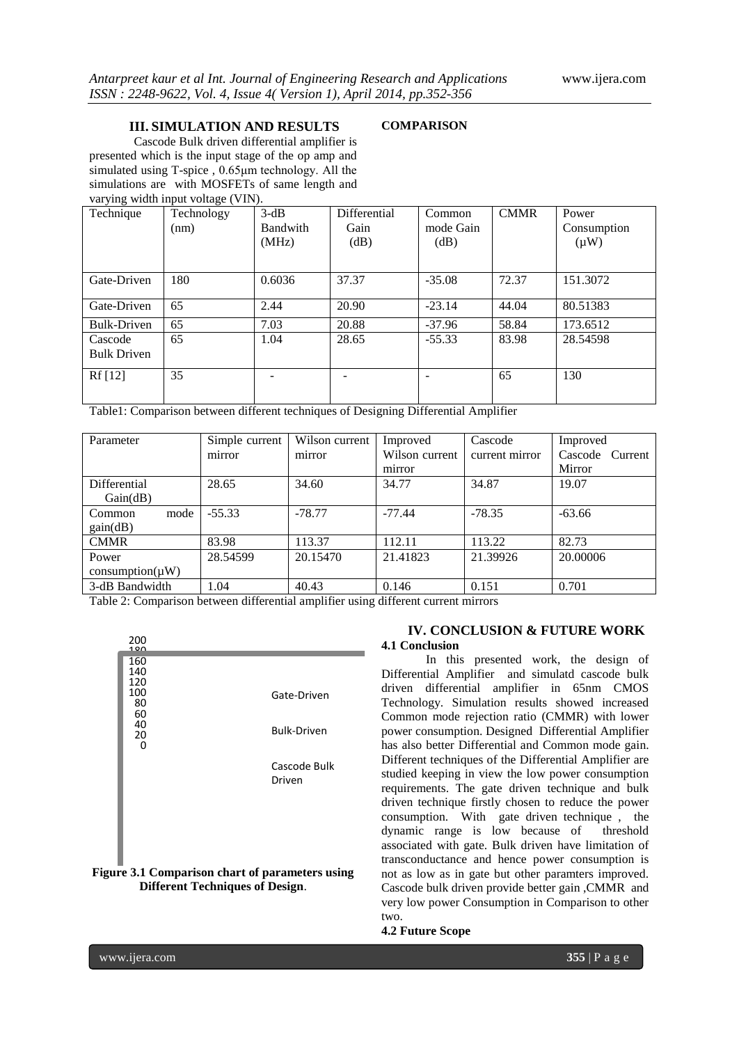## III. SIMULATION AND RESULTS

Cascode Bulk driven differential amplifier is presented which is the input stage of the op amp and simulated using T-spice , 0.65μm technology. All the simulations are with MOSFETs of same length and varying width input voltage (VIN).

**COMPARISON**

| Technique | Technology (nm) | 3-dB Bandwith (MHz) | Differential Gain (dB) | Common mode Gain (dB) | CMMR | Power Consumption (μW) |
|---|---|---|---|---|---|---|
| Gate-Driven | 180 | 0.6036 | 37.37 | -35.08 | 72.37 | 151.3072 |
| Gate-Driven | 65 | 2.44 | 20.90 | -23.14 | 44.04 | 80.51383 |
| Bulk-Driven | 65 | 7.03 | 20.88 | -37.96 | 58.84 | 173.6512 |
| Cascode Bulk Driven | 65 | 1.04 | 28.65 | -55.33 | 83.98 | 28.54598 |
| Rf [12] | 35 | - | - | - | 65 | 130 |

Table1: Comparison between different techniques of Designing Differential Amplifier

| Parameter | Simple current mirror | Wilson current mirror | Improved Wilson current mirror | Cascode current mirror | Improved Cascode Current Mirror |
|---|---|---|---|---|---|
| Differential Gain(dB) | 28.65 | 34.60 | 34.77 | 34.87 | 19.07 |
| Common mode gain(dB) | -55.33 | -78.77 | -77.44 | -78.35 | -63.66 |
| CMMR | 83.98 | 113.37 | 112.11 | 113.22 | 82.73 |
| Power consumption(μW) | 28.54599 | 20.15470 | 21.41823 | 21.39926 | 20.00006 |
| 3-dB Bandwidth | 1.04 | 40.43 | 0.146 | 0.151 | 0.701 |

Table 2: Comparison between differential amplifier using different current mirrors

200
180
160
140
120
100
80
60
40
20
0

Gate-Driven

Bulk-Driven

Cascode Bulk Driven

**Figure 3.1 Comparison chart of parameters using Different Techniques of Design**.

## IV. CONCLUSION & FUTURE WORK

### 4.1 Conclusion

In this presented work, the design of Differential Amplifier and simulatd cascode bulk driven differential amplifier in 65nm CMOS Technology. Simulation results showed increased Common mode rejection ratio (CMMR) with lower power consumption. Designed Differential Amplifier has also better Differential and Common mode gain. Different techniques of the Differential Amplifier are studied keeping in view the low power consumption requirements. The gate driven technique and bulk driven technique firstly chosen to reduce the power consumption. With gate driven technique , the dynamic range is low because of threshold associated with gate. Bulk driven have limitation of transconductance and hence power consumption is not as low as in gate but other paramters improved. Cascode bulk driven provide better gain ,CMMR and very low power Consumption in Comparison to other two.

### 4.2 Future Scope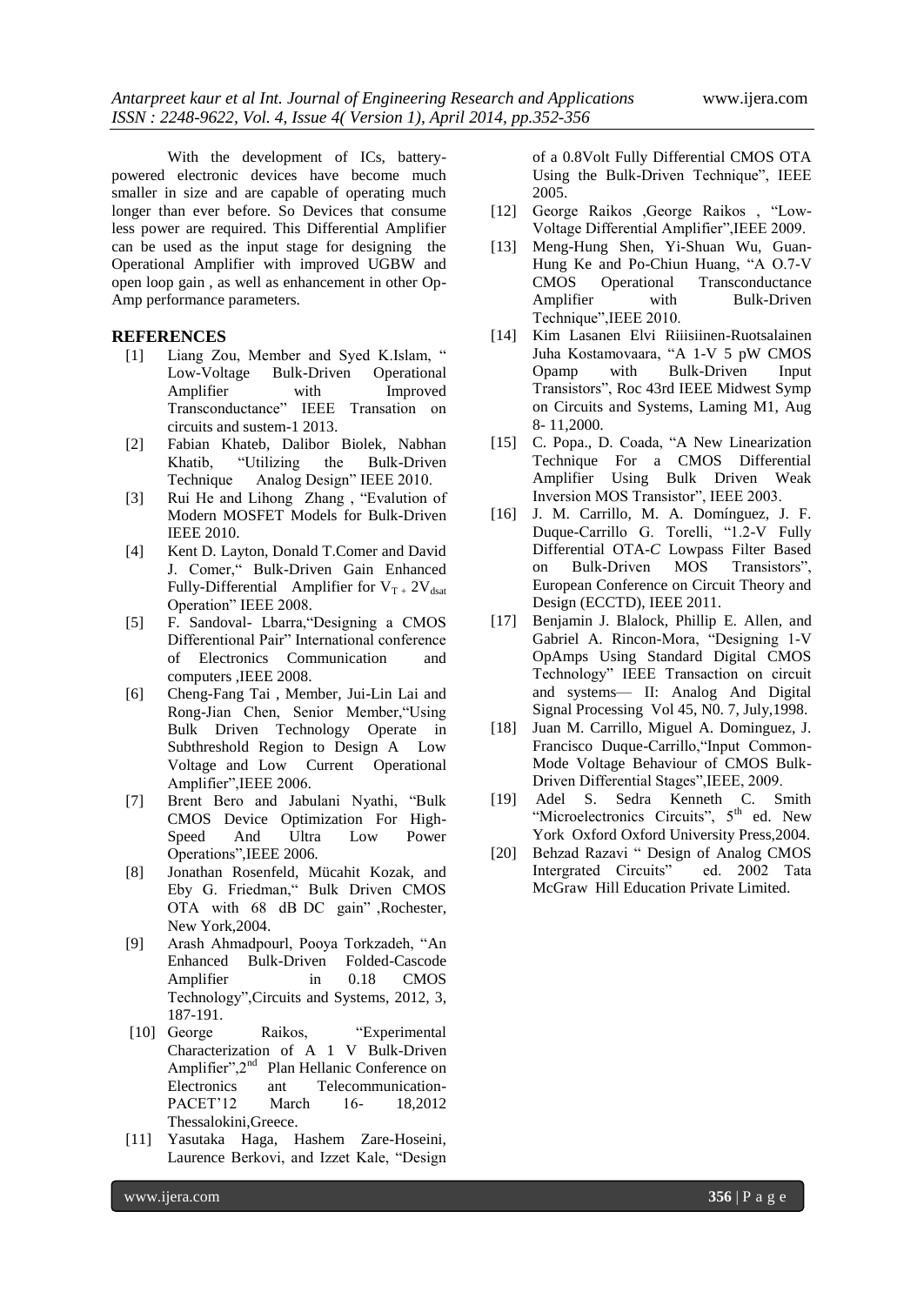With the development of ICs, battery-powered electronic devices have become much smaller in size and are capable of operating much longer than ever before. So Devices that consume less power are required. This Differential Amplifier can be used as the input stage for designing the Operational Amplifier with improved UGBW and open loop gain , as well as enhancement in other Op-Amp performance parameters.

## REFERENCES

[1] Liang Zou, Member and Syed K.Islam, " Low-Voltage Bulk-Driven Operational Amplifier with Improved Transconductance" IEEE Transation on circuits and sustem-1 2013.

[2] Fabian Khateb, Dalibor Biolek, Nabhan Khatib, "Utilizing the Bulk-Driven Technique Analog Design" IEEE 2010.

[3] Rui He and Lihong Zhang , "Evalution of Modern MOSFET Models for Bulk-Driven IEEE 2010.

[4] Kent D. Layton, Donald T.Comer and David J. Comer," Bulk-Driven Gain Enhanced Fully-Differential Amplifier for $V_{T+}$ $2V_{dsat}$ Operation" IEEE 2008.

[5] F. Sandoval- Lbarra,"Designing a CMOS Differential Pair" International conference of Electronics Communication and computers ,IEEE 2008.

[6] Cheng-Fang Tai , Member, Jui-Lin Lai and Rong-Jian Chen, Senior Member,"Using Bulk Driven Technology Operate in Subthreshold Region to Design A Low Voltage and Low Current Operational Amplifier",IEEE 2006.

[7] Brent Bero and Jabulani Nyathi, "Bulk CMOS Device Optimization For High-Speed And Ultra Low Power Operations",IEEE 2006.

[8] Jonathan Rosenfeld, Mücahit Kozak, and Eby G. Friedman," Bulk Driven CMOS OTA with 68 dB DC gain" ,Rochester, New York,2004.

[9] Arash Ahmadpourl, Pooya Torkzadeh, "An Enhanced Bulk-Driven Folded-Cascode Amplifier in 0.18 CMOS Technology",Circuits and Systems, 2012, 3, 187-191.

[10] George Raikos, "Experimental Characterization of A 1 V Bulk-Driven Amplifier",2nd Plan Hellanic Conference on Electronics ant Telecommunication-PACET'12 March 16- 18,2012 Thessalokini,Greece.

[11] Yasutaka Haga, Hashem Zare-Hoseini, Laurence Berkovi, and Izzet Kale, "Design of a 0.8Volt Fully Differential CMOS OTA Using the Bulk-Driven Technique", IEEE 2005.

[12] George Raikos ,George Raikos , "Low-Voltage Differential Amplifier",IEEE 2009.

[13] Meng-Hung Shen, Yi-Shuan Wu, Guan-Hung Ke and Po-Chiun Huang, "A O.7-V CMOS Operational Transconductance Amplifier with Bulk-Driven Technique",IEEE 2010.

[14] Kim Lasanen Elvi Riiisiinen-Ruotsalainen Juha Kostamovaara, "A 1-V 5 pW CMOS Opamp with Bulk-Driven Input Transistors", Roc 43rd IEEE Midwest Symp on Circuits and Systems, Laming M1, Aug 8- 11,2000.

[15] C. Popa., D. Coada, "A New Linearization Technique For a CMOS Differential Amplifier Using Bulk Driven Weak Inversion MOS Transistor", IEEE 2003.

[16] J. M. Carrillo, M. A. Domínguez, J. F. Duque-Carrillo G. Torelli, "1.2-V Fully Differential OTA-C Lowpass Filter Based on Bulk-Driven MOS Transistors", European Conference on Circuit Theory and Design (ECCTD), IEEE 2011.

[17] Benjamin J. Blalock, Phillip E. Allen, and Gabriel A. Rincon-Mora, "Designing 1-V OpAmps Using Standard Digital CMOS Technology" IEEE Transaction on circuit and systems— II: Analog And Digital Signal Processing Vol 45, N0. 7, July,1998.

[18] Juan M. Carrillo, Miguel A. Dominguez, J. Francisco Duque-Carrillo,"Input Common-Mode Voltage Behaviour of CMOS Bulk-Driven Differential Stages",IEEE, 2009.

[19] Adel S. Sedra Kenneth C. Smith "Microelectronics Circuits", 5th ed. New York Oxford Oxford University Press,2004.

[20] Behzad Razavi " Design of Analog CMOS Intergrated Circuits" ed. 2002 Tata McGraw Hill Education Private Limited.